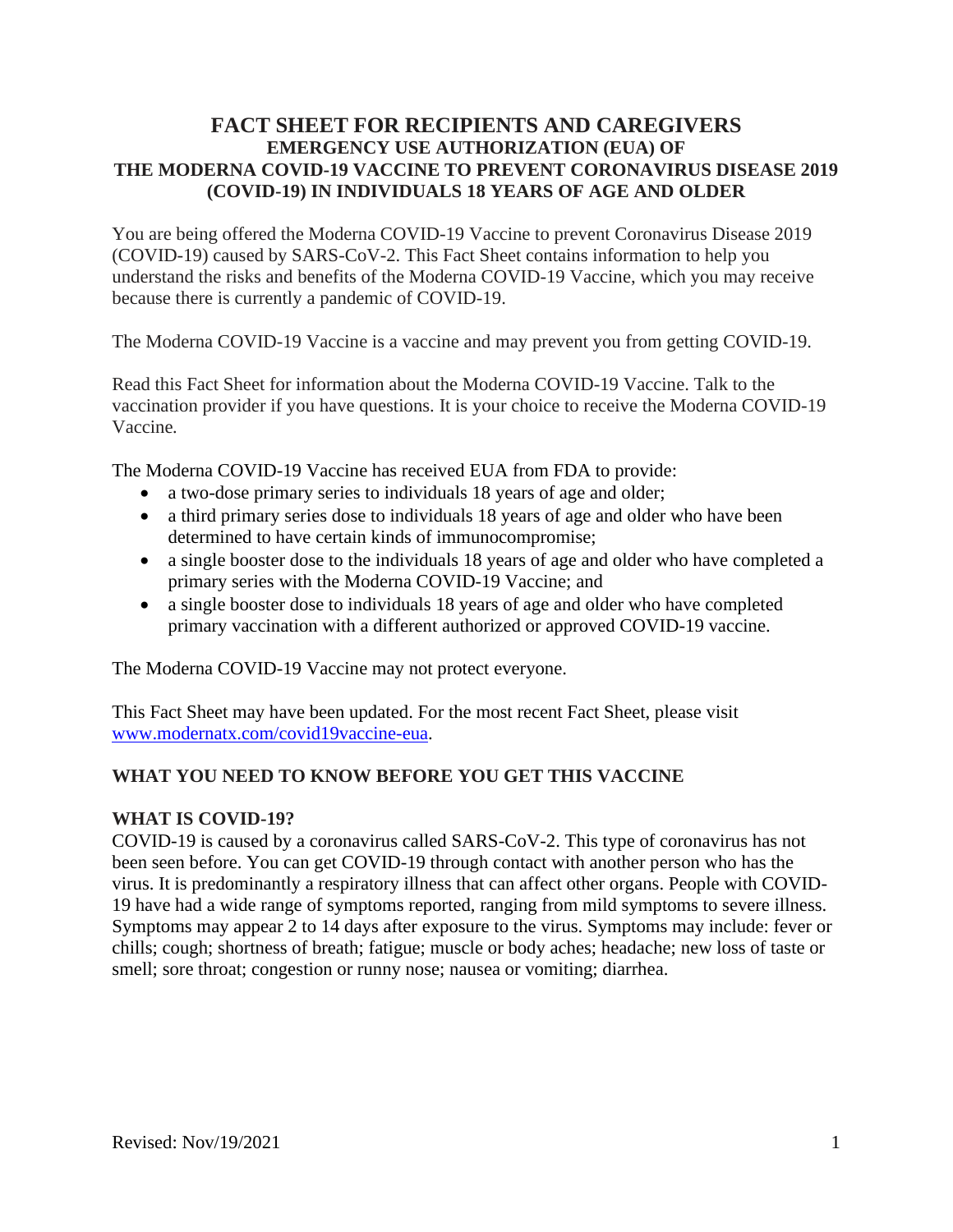# FACT SHEET FOR RECIPIENTS AND CAREGIVERS

## EMERGENCY USE AUTHORIZATION (EUA) OF THE MODERNA COVID-19 VACCINE TO PREVENT CORONAVIRUS DISEASE 2019 (COVID-19) IN INDIVIDUALS 18 YEARS OF AGE AND OLDER

You are being offered the Moderna COVID-19 Vaccine to prevent Coronavirus Disease 2019 (COVID-19) caused by SARS-CoV-2. This Fact Sheet contains information to help you understand the risks and benefits of the Moderna COVID-19 Vaccine, which you may receive because there is currently a pandemic of COVID-19.

The Moderna COVID-19 Vaccine is a vaccine and may prevent you from getting COVID-19.

Read this Fact Sheet for information about the Moderna COVID-19 Vaccine. Talk to the vaccination provider if you have questions. It is your choice to receive the Moderna COVID-19 Vaccine.

The Moderna COVID-19 Vaccine has received EUA from FDA to provide:

- a two-dose primary series to individuals 18 years of age and older;
- a third primary series dose to individuals 18 years of age and older who have been determined to have certain kinds of immunocompromise;
- a single booster dose to the individuals 18 years of age and older who have completed a primary series with the Moderna COVID-19 Vaccine; and
- a single booster dose to individuals 18 years of age and older who have completed primary vaccination with a different authorized or approved COVID-19 vaccine.

The Moderna COVID-19 Vaccine may not protect everyone.

This Fact Sheet may have been updated. For the most recent Fact Sheet, please visit [www.modernatx.com/covid19vaccine-eua](www.modernatx.com/covid19vaccine-eua).

## WHAT YOU NEED TO KNOW BEFORE YOU GET THIS VACCINE

### WHAT IS COVID-19?

COVID-19 is caused by a coronavirus called SARS-CoV-2. This type of coronavirus has not been seen before. You can get COVID-19 through contact with another person who has the virus. It is predominantly a respiratory illness that can affect other organs. People with COVID-19 have had a wide range of symptoms reported, ranging from mild symptoms to severe illness. Symptoms may appear 2 to 14 days after exposure to the virus. Symptoms may include: fever or chills; cough; shortness of breath; fatigue; muscle or body aches; headache; new loss of taste or smell; sore throat; congestion or runny nose; nausea or vomiting; diarrhea.

Revised: Nov/19/2021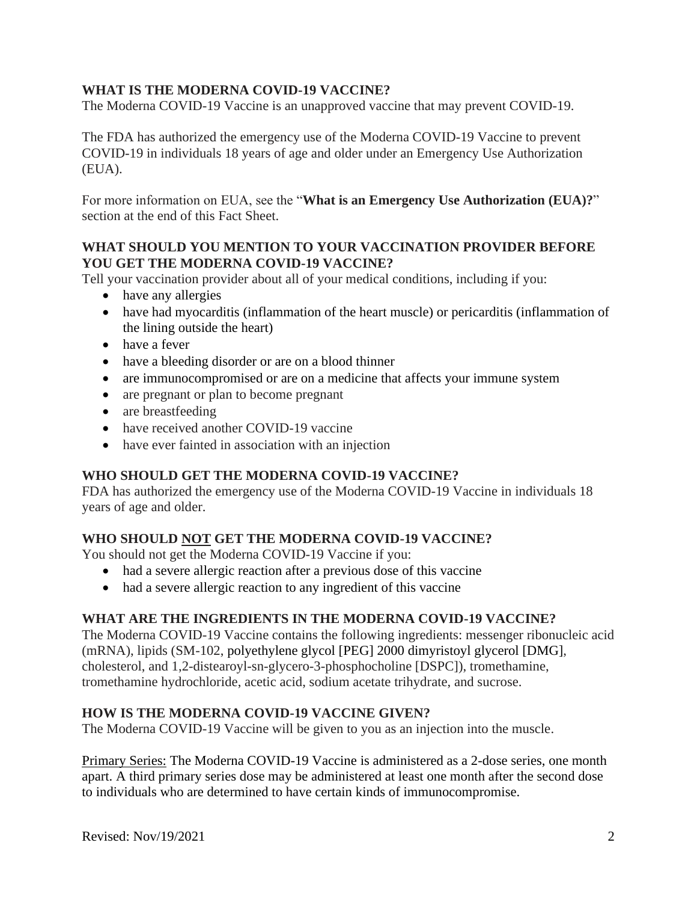## WHAT IS THE MODERNA COVID-19 VACCINE?

The Moderna COVID-19 Vaccine is an unapproved vaccine that may prevent COVID-19.

The FDA has authorized the emergency use of the Moderna COVID-19 Vaccine to prevent COVID-19 in individuals 18 years of age and older under an Emergency Use Authorization (EUA).

For more information on EUA, see the "**What is an Emergency Use Authorization (EUA)?**" section at the end of this Fact Sheet.

## WHAT SHOULD YOU MENTION TO YOUR VACCINATION PROVIDER BEFORE YOU GET THE MODERNA COVID-19 VACCINE?

Tell your vaccination provider about all of your medical conditions, including if you:

- have any allergies
- have had myocarditis (inflammation of the heart muscle) or pericarditis (inflammation of the lining outside the heart)
- have a fever
- have a bleeding disorder or are on a blood thinner
- are immunocompromised or are on a medicine that affects your immune system
- are pregnant or plan to become pregnant
- are breastfeeding
- have received another COVID-19 vaccine
- have ever fainted in association with an injection

## WHO SHOULD GET THE MODERNA COVID-19 VACCINE?

FDA has authorized the emergency use of the Moderna COVID-19 Vaccine in individuals 18 years of age and older.

## WHO SHOULD NOT GET THE MODERNA COVID-19 VACCINE?

You should not get the Moderna COVID-19 Vaccine if you:

- had a severe allergic reaction after a previous dose of this vaccine
- had a severe allergic reaction to any ingredient of this vaccine

## WHAT ARE THE INGREDIENTS IN THE MODERNA COVID-19 VACCINE?

The Moderna COVID-19 Vaccine contains the following ingredients: messenger ribonucleic acid (mRNA), lipids (SM-102, polyethylene glycol [PEG] 2000 dimyristoyl glycerol [DMG], cholesterol, and 1,2-distearoyl-sn-glycero-3-phosphocholine [DSPC]), tromethamine, tromethamine hydrochloride, acetic acid, sodium acetate trihydrate, and sucrose.

## HOW IS THE MODERNA COVID-19 VACCINE GIVEN?

The Moderna COVID-19 Vaccine will be given to you as an injection into the muscle.

Primary Series: The Moderna COVID-19 Vaccine is administered as a 2-dose series, one month apart. A third primary series dose may be administered at least one month after the second dose to individuals who are determined to have certain kinds of immunocompromise.

Revised: Nov/19/2021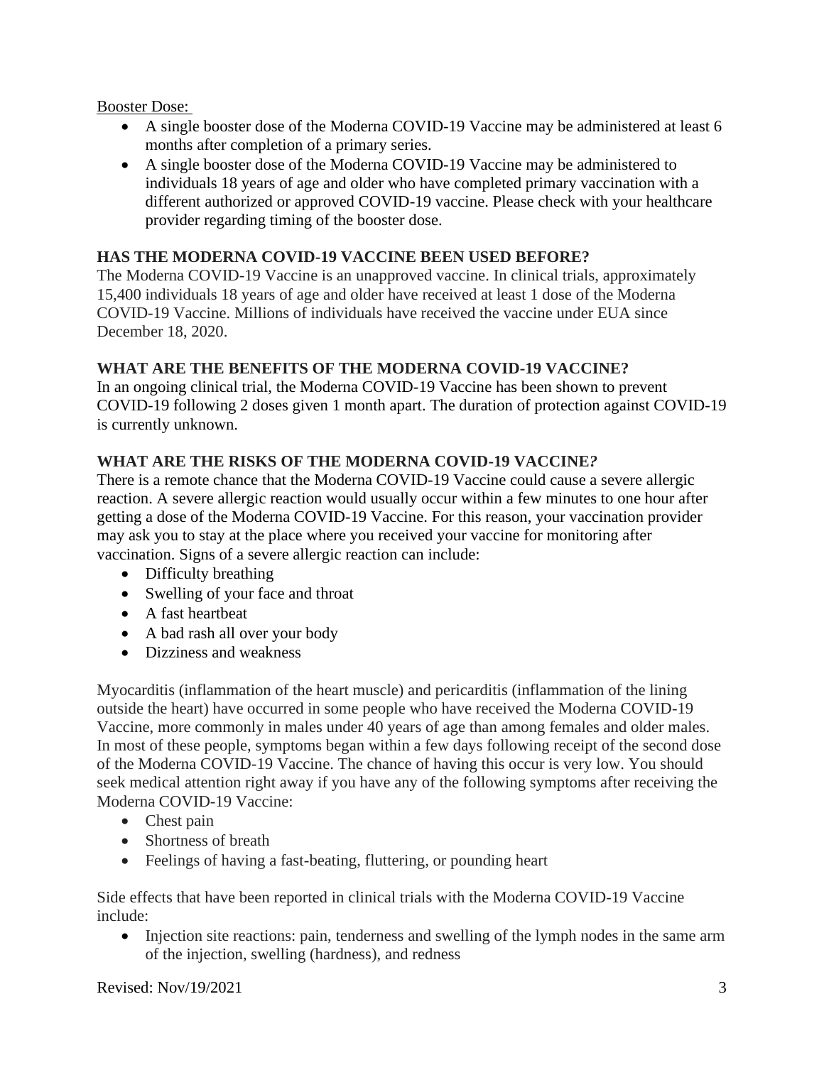Booster Dose:

- A single booster dose of the Moderna COVID-19 Vaccine may be administered at least 6 months after completion of a primary series.
- A single booster dose of the Moderna COVID-19 Vaccine may be administered to individuals 18 years of age and older who have completed primary vaccination with a different authorized or approved COVID-19 vaccine. Please check with your healthcare provider regarding timing of the booster dose.

## HAS THE MODERNA COVID-19 VACCINE BEEN USED BEFORE?

The Moderna COVID-19 Vaccine is an unapproved vaccine. In clinical trials, approximately 15,400 individuals 18 years of age and older have received at least 1 dose of the Moderna COVID-19 Vaccine. Millions of individuals have received the vaccine under EUA since December 18, 2020.

## WHAT ARE THE BENEFITS OF THE MODERNA COVID-19 VACCINE?

In an ongoing clinical trial, the Moderna COVID-19 Vaccine has been shown to prevent COVID-19 following 2 doses given 1 month apart. The duration of protection against COVID-19 is currently unknown.

## WHAT ARE THE RISKS OF THE MODERNA COVID-19 VACCINE?

There is a remote chance that the Moderna COVID-19 Vaccine could cause a severe allergic reaction. A severe allergic reaction would usually occur within a few minutes to one hour after getting a dose of the Moderna COVID-19 Vaccine. For this reason, your vaccination provider may ask you to stay at the place where you received your vaccine for monitoring after vaccination. Signs of a severe allergic reaction can include:

- Difficulty breathing
- Swelling of your face and throat
- A fast heartbeat
- A bad rash all over your body
- Dizziness and weakness

Myocarditis (inflammation of the heart muscle) and pericarditis (inflammation of the lining outside the heart) have occurred in some people who have received the Moderna COVID-19 Vaccine, more commonly in males under 40 years of age than among females and older males. In most of these people, symptoms began within a few days following receipt of the second dose of the Moderna COVID-19 Vaccine. The chance of having this occur is very low. You should seek medical attention right away if you have any of the following symptoms after receiving the Moderna COVID-19 Vaccine:

- Chest pain
- Shortness of breath
- Feelings of having a fast-beating, fluttering, or pounding heart

Side effects that have been reported in clinical trials with the Moderna COVID-19 Vaccine include:

- Injection site reactions: pain, tenderness and swelling of the lymph nodes in the same arm of the injection, swelling (hardness), and redness

Revised: Nov/19/2021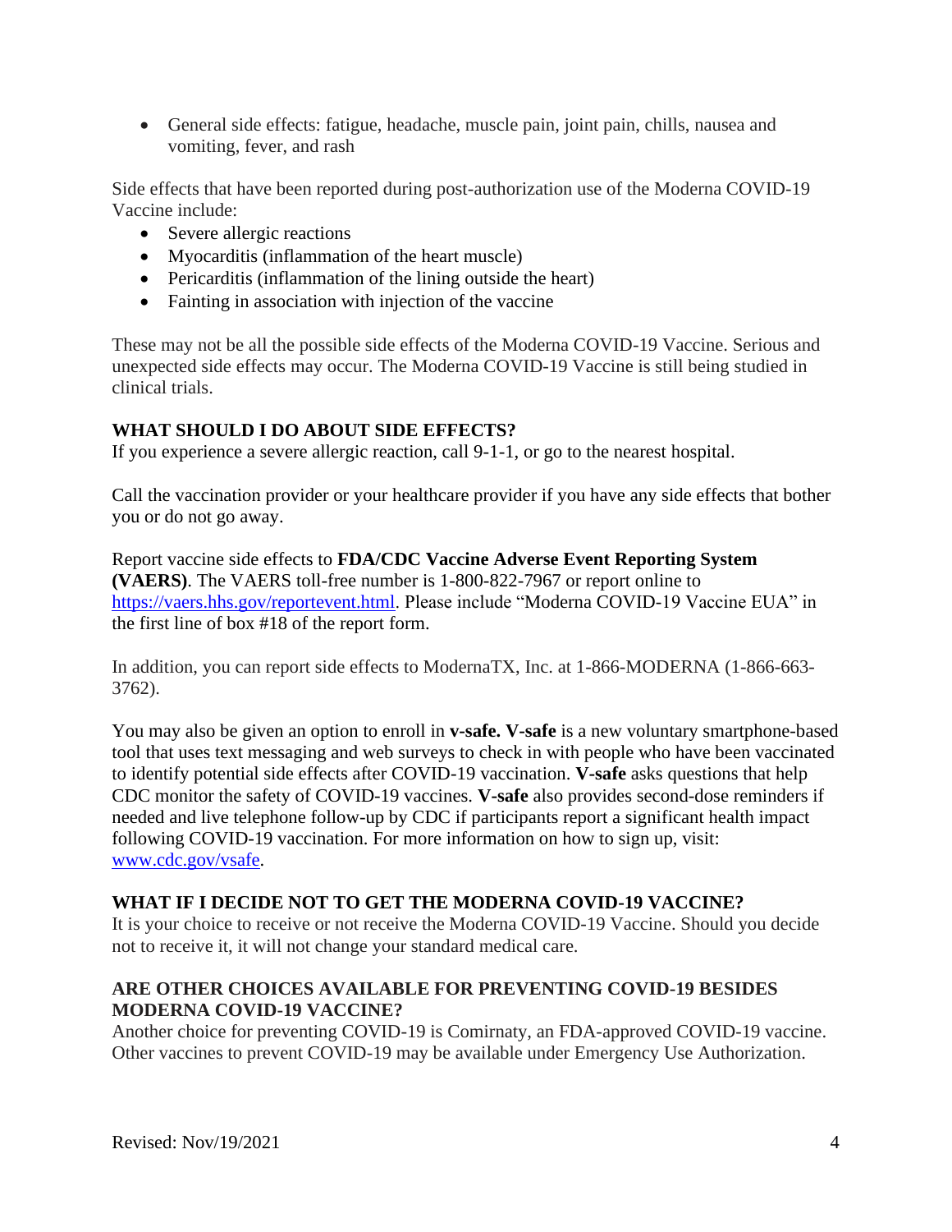- General side effects: fatigue, headache, muscle pain, joint pain, chills, nausea and vomiting, fever, and rash

Side effects that have been reported during post-authorization use of the Moderna COVID-19 Vaccine include:

- Severe allergic reactions
- Myocarditis (inflammation of the heart muscle)
- Pericarditis (inflammation of the lining outside the heart)
- Fainting in association with injection of the vaccine

These may not be all the possible side effects of the Moderna COVID-19 Vaccine. Serious and unexpected side effects may occur. The Moderna COVID-19 Vaccine is still being studied in clinical trials.

**WHAT SHOULD I DO ABOUT SIDE EFFECTS?**

If you experience a severe allergic reaction, call 9-1-1, or go to the nearest hospital.

Call the vaccination provider or your healthcare provider if you have any side effects that bother you or do not go away.

Report vaccine side effects to **FDA/CDC Vaccine Adverse Event Reporting System (VAERS)**. The VAERS toll-free number is 1-800-822-7967 or report online to https://vaers.hhs.gov/reportevent.html. Please include "Moderna COVID-19 Vaccine EUA" in the first line of box #18 of the report form.

In addition, you can report side effects to ModernaTX, Inc. at 1-866-MODERNA (1-866-663-3762).

You may also be given an option to enroll in **v-safe. V-safe** is a new voluntary smartphone-based tool that uses text messaging and web surveys to check in with people who have been vaccinated to identify potential side effects after COVID-19 vaccination. **V-safe** asks questions that help CDC monitor the safety of COVID-19 vaccines. **V-safe** also provides second-dose reminders if needed and live telephone follow-up by CDC if participants report a significant health impact following COVID-19 vaccination. For more information on how to sign up, visit: www.cdc.gov/vsafe.

**WHAT IF I DECIDE NOT TO GET THE MODERNA COVID-19 VACCINE?**

It is your choice to receive or not receive the Moderna COVID-19 Vaccine. Should you decide not to receive it, it will not change your standard medical care.

**ARE OTHER CHOICES AVAILABLE FOR PREVENTING COVID-19 BESIDES MODERNA COVID-19 VACCINE?**

Another choice for preventing COVID-19 is Comirnaty, an FDA-approved COVID-19 vaccine. Other vaccines to prevent COVID-19 may be available under Emergency Use Authorization.

Revised: Nov/19/2021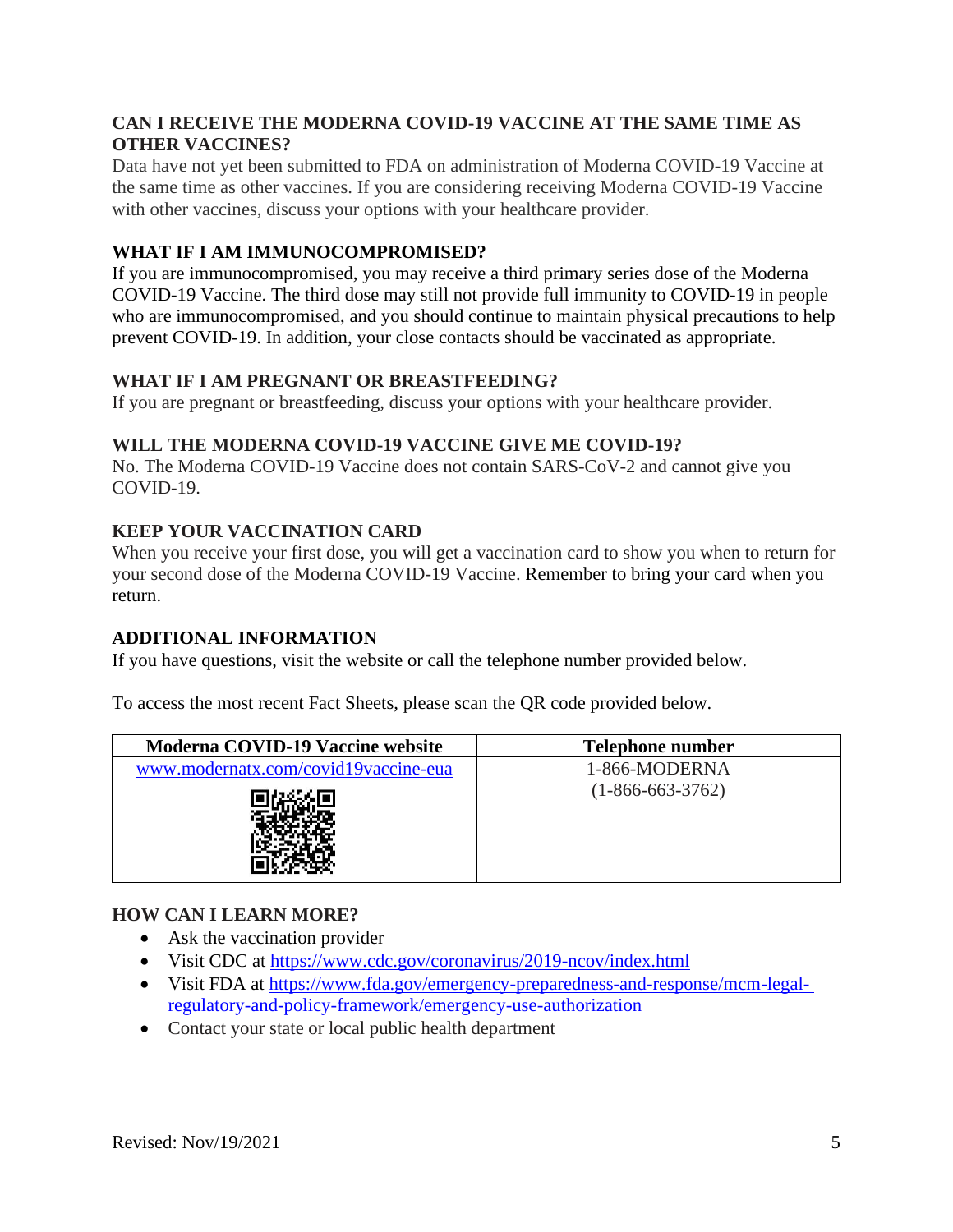### CAN I RECEIVE THE MODERNA COVID-19 VACCINE AT THE SAME TIME AS OTHER VACCINES?

Data have not yet been submitted to FDA on administration of Moderna COVID-19 Vaccine at the same time as other vaccines. If you are considering receiving Moderna COVID-19 Vaccine with other vaccines, discuss your options with your healthcare provider.

### WHAT IF I AM IMMUNOCOMPROMISED?

If you are immunocompromised, you may receive a third primary series dose of the Moderna COVID-19 Vaccine. The third dose may still not provide full immunity to COVID-19 in people who are immunocompromised, and you should continue to maintain physical precautions to help prevent COVID-19. In addition, your close contacts should be vaccinated as appropriate.

### WHAT IF I AM PREGNANT OR BREASTFEEDING?

If you are pregnant or breastfeeding, discuss your options with your healthcare provider.

### WILL THE MODERNA COVID-19 VACCINE GIVE ME COVID-19?

No. The Moderna COVID-19 Vaccine does not contain SARS-CoV-2 and cannot give you COVID-19.

### KEEP YOUR VACCINATION CARD

When you receive your first dose, you will get a vaccination card to show you when to return for your second dose of the Moderna COVID-19 Vaccine. Remember to bring your card when you return.

### ADDITIONAL INFORMATION

If you have questions, visit the website or call the telephone number provided below.

To access the most recent Fact Sheets, please scan the QR code provided below.

| Moderna COVID-19 Vaccine website | Telephone number |
|---|---|
| www.modernatx.com/covid19vaccine-eua | 1-866-MODERNA (1-866-663-3762) |

### HOW CAN I LEARN MORE?

- Ask the vaccination provider
- Visit CDC at https://www.cdc.gov/coronavirus/2019-ncov/index.html
- Visit FDA at https://www.fda.gov/emergency-preparedness-and-response/mcm-legal-regulatory-and-policy-framework/emergency-use-authorization
- Contact your state or local public health department

Revised: Nov/19/2021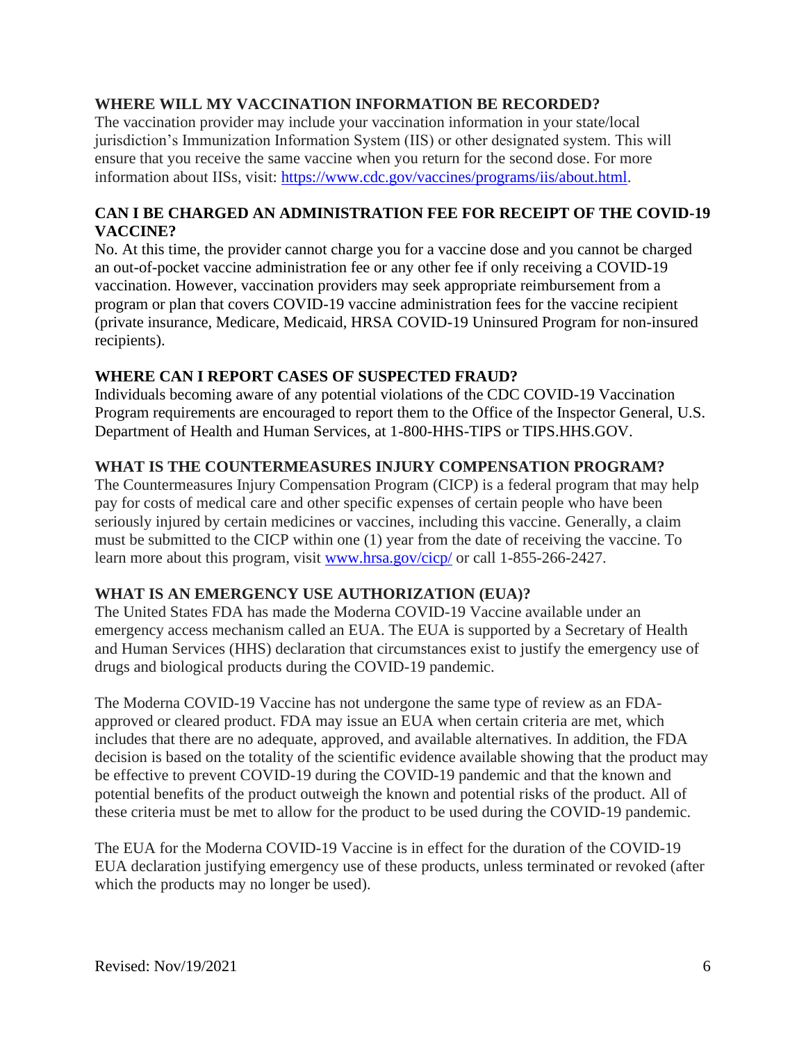## WHERE WILL MY VACCINATION INFORMATION BE RECORDED?

The vaccination provider may include your vaccination information in your state/local jurisdiction's Immunization Information System (IIS) or other designated system. This will ensure that you receive the same vaccine when you return for the second dose. For more information about IISs, visit: [https://www.cdc.gov/vaccines/programs/iis/about.html](https://www.cdc.gov/vaccines/programs/iis/about.html).

## CAN I BE CHARGED AN ADMINISTRATION FEE FOR RECEIPT OF THE COVID-19 VACCINE?

No. At this time, the provider cannot charge you for a vaccine dose and you cannot be charged an out-of-pocket vaccine administration fee or any other fee if only receiving a COVID-19 vaccination. However, vaccination providers may seek appropriate reimbursement from a program or plan that covers COVID-19 vaccine administration fees for the vaccine recipient (private insurance, Medicare, Medicaid, HRSA COVID-19 Uninsured Program for non-insured recipients).

## WHERE CAN I REPORT CASES OF SUSPECTED FRAUD?

Individuals becoming aware of any potential violations of the CDC COVID-19 Vaccination Program requirements are encouraged to report them to the Office of the Inspector General, U.S. Department of Health and Human Services, at 1-800-HHS-TIPS or TIPS.HHS.GOV.

## WHAT IS THE COUNTERMEASURES INJURY COMPENSATION PROGRAM?

The Countermeasures Injury Compensation Program (CICP) is a federal program that may help pay for costs of medical care and other specific expenses of certain people who have been seriously injured by certain medicines or vaccines, including this vaccine. Generally, a claim must be submitted to the CICP within one (1) year from the date of receiving the vaccine. To learn more about this program, visit [www.hrsa.gov/cicp/](www.hrsa.gov/cicp/) or call 1-855-266-2427.

## WHAT IS AN EMERGENCY USE AUTHORIZATION (EUA)?

The United States FDA has made the Moderna COVID-19 Vaccine available under an emergency access mechanism called an EUA. The EUA is supported by a Secretary of Health and Human Services (HHS) declaration that circumstances exist to justify the emergency use of drugs and biological products during the COVID-19 pandemic.

The Moderna COVID-19 Vaccine has not undergone the same type of review as an FDA-approved or cleared product. FDA may issue an EUA when certain criteria are met, which includes that there are no adequate, approved, and available alternatives. In addition, the FDA decision is based on the totality of the scientific evidence available showing that the product may be effective to prevent COVID-19 during the COVID-19 pandemic and that the known and potential benefits of the product outweigh the known and potential risks of the product. All of these criteria must be met to allow for the product to be used during the COVID-19 pandemic.

The EUA for the Moderna COVID-19 Vaccine is in effect for the duration of the COVID-19 EUA declaration justifying emergency use of these products, unless terminated or revoked (after which the products may no longer be used).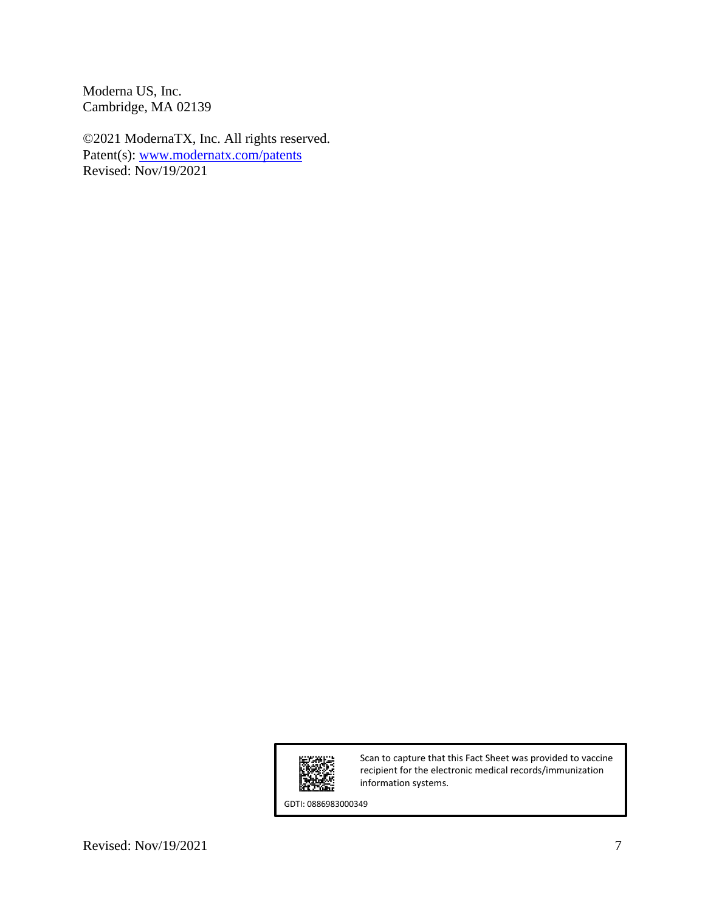Moderna US, Inc.
Cambridge, MA 02139

©2021 ModernaTX, Inc. All rights reserved.
Patent(s): [www.modernatx.com/patents](http://www.modernatx.com/patents)
Revised: Nov/19/2021

Scan to capture that this Fact Sheet was provided to vaccine recipient for the electronic medical records/immunization information systems.

GDTI: 0886983000349